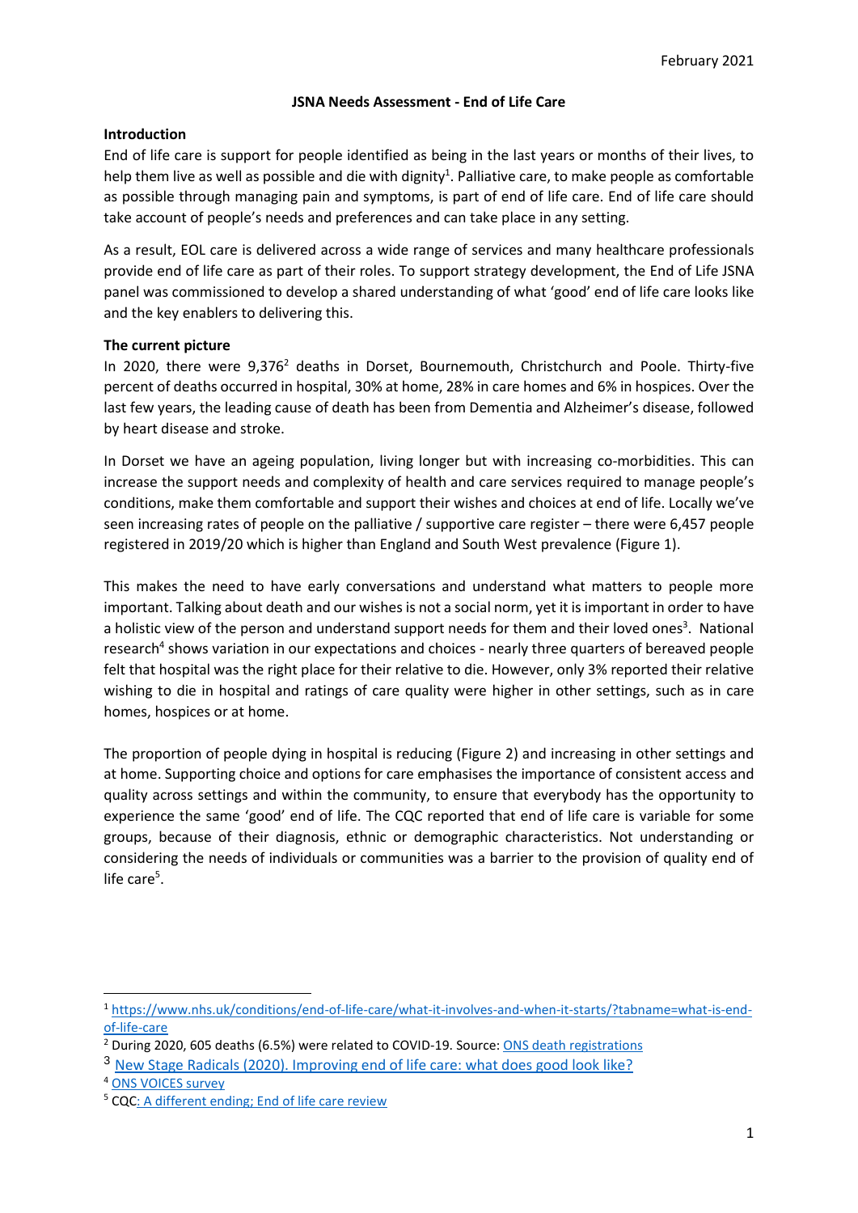February 2021

# JSNA Needs Assessment - End of Life Care

## Introduction

End of life care is support for people identified as being in the last years or months of their lives, to help them live as well as possible and die with dignity[1]. Palliative care, to make people as comfortable as possible through managing pain and symptoms, is part of end of life care. End of life care should take account of people's needs and preferences and can take place in any setting.

As a result, EOL care is delivered across a wide range of services and many healthcare professionals provide end of life care as part of their roles. To support strategy development, the End of Life JSNA panel was commissioned to develop a shared understanding of what 'good' end of life care looks like and the key enablers to delivering this.

## The current picture

In 2020, there were 9,376[2] deaths in Dorset, Bournemouth, Christchurch and Poole. Thirty-five percent of deaths occurred in hospital, 30% at home, 28% in care homes and 6% in hospices. Over the last few years, the leading cause of death has been from Dementia and Alzheimer's disease, followed by heart disease and stroke.

In Dorset we have an ageing population, living longer but with increasing co-morbidities. This can increase the support needs and complexity of health and care services required to manage people's conditions, make them comfortable and support their wishes and choices at end of life. Locally we've seen increasing rates of people on the palliative / supportive care register – there were 6,457 people registered in 2019/20 which is higher than England and South West prevalence (Figure 1).

This makes the need to have early conversations and understand what matters to people more important. Talking about death and our wishes is not a social norm, yet it is important in order to have a holistic view of the person and understand support needs for them and their loved ones[3]. National research[4] shows variation in our expectations and choices - nearly three quarters of bereaved people felt that hospital was the right place for their relative to die. However, only 3% reported their relative wishing to die in hospital and ratings of care quality were higher in other settings, such as in care homes, hospices or at home.

The proportion of people dying in hospital is reducing (Figure 2) and increasing in other settings and at home. Supporting choice and options for care emphasises the importance of consistent access and quality across settings and within the community, to ensure that everybody has the opportunity to experience the same 'good' end of life. The CQC reported that end of life care is variable for some groups, because of their diagnosis, ethnic or demographic characteristics. Not understanding or considering the needs of individuals or communities was a barrier to the provision of quality end of life care[5].

---

[1] https://www.nhs.uk/conditions/end-of-life-care/what-it-involves-and-when-it-starts/?tabname=what-is-end-of-life-care

[2] During 2020, 605 deaths (6.5%) were related to COVID-19. Source: ONS death registrations

[3] New Stage Radicals (2020). Improving end of life care: what does good look like?

[4] ONS VOICES survey

[5] CQC: A different ending; End of life care review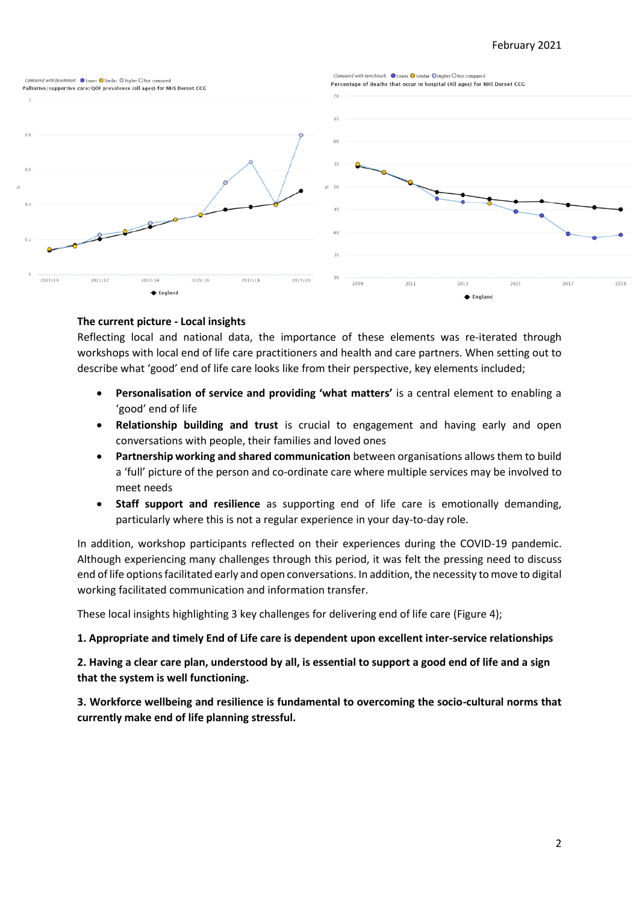The current picture - Local insights

Reflecting local and national data, the importance of these elements was re-iterated through workshops with local end of life care practitioners and health and care partners. When setting out to describe what 'good' end of life care looks like from their perspective, key elements included;

- **Personalisation of service and providing 'what matters'** is a central element to enabling a 'good' end of life
- **Relationship building and trust** is crucial to engagement and having early and open conversations with people, their families and loved ones
- **Partnership working and shared communication** between organisations allows them to build a 'full' picture of the person and co-ordinate care where multiple services may be involved to meet needs
- **Staff support and resilience** as supporting end of life care is emotionally demanding, particularly where this is not a regular experience in your day-to-day role.

In addition, workshop participants reflected on their experiences during the COVID-19 pandemic. Although experiencing many challenges through this period, it was felt the pressing need to discuss end of life options facilitated early and open conversations. In addition, the necessity to move to digital working facilitated communication and information transfer.

These local insights highlighting 3 key challenges for delivering end of life care (Figure 4);

**1. Appropriate and timely End of Life care is dependent upon excellent inter-service relationships**

**2. Having a clear care plan, understood by all, is essential to support a good end of life and a sign that the system is well functioning.**

**3. Workforce wellbeing and resilience is fundamental to overcoming the socio-cultural norms that currently make end of life planning stressful.**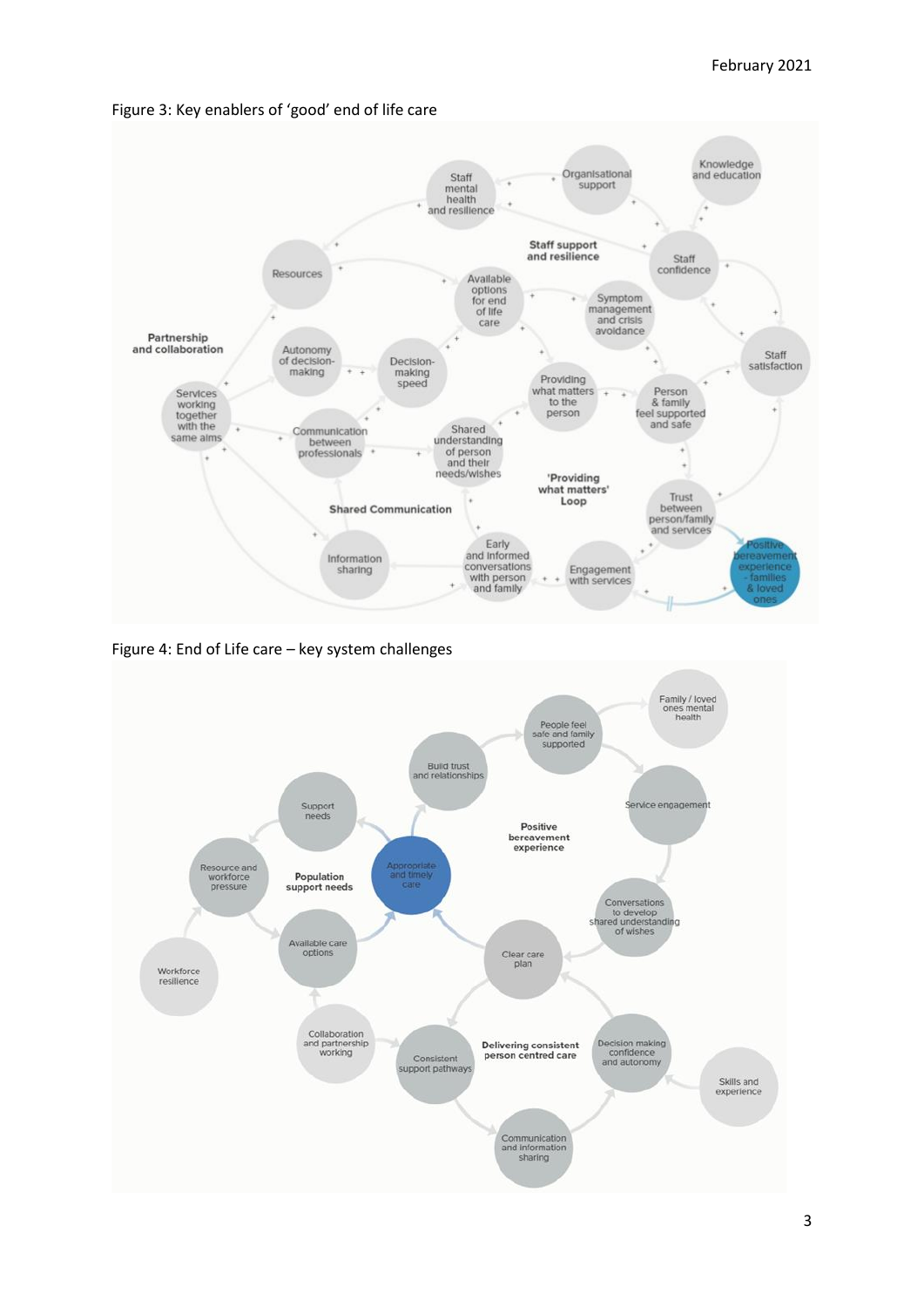Figure 3: Key enablers of 'good' end of life care

Figure 4: End of Life care – key system challenges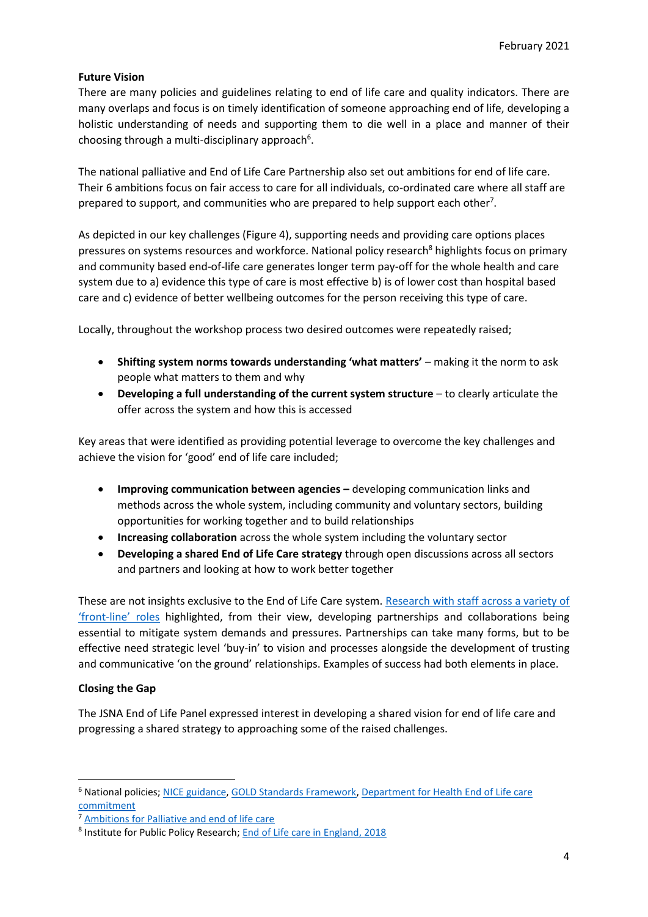**Future Vision**

There are many policies and guidelines relating to end of life care and quality indicators. There are many overlaps and focus is on timely identification of someone approaching end of life, developing a holistic understanding of needs and supporting them to die well in a place and manner of their choosing through a multi-disciplinary approach[6].

The national palliative and End of Life Care Partnership also set out ambitions for end of life care. Their 6 ambitions focus on fair access to care for all individuals, co-ordinated care where all staff are prepared to support, and communities who are prepared to help support each other[7].

As depicted in our key challenges (Figure 4), supporting needs and providing care options places pressures on systems resources and workforce. National policy research[8] highlights focus on primary and community based end-of-life care generates longer term pay-off for the whole health and care system due to a) evidence this type of care is most effective b) is of lower cost than hospital based care and c) evidence of better wellbeing outcomes for the person receiving this type of care.

Locally, throughout the workshop process two desired outcomes were repeatedly raised;

- **Shifting system norms towards understanding 'what matters'** – making it the norm to ask people what matters to them and why
- **Developing a full understanding of the current system structure** – to clearly articulate the offer across the system and how this is accessed

Key areas that were identified as providing potential leverage to overcome the key challenges and achieve the vision for 'good' end of life care included;

- **Improving communication between agencies –** developing communication links and methods across the whole system, including community and voluntary sectors, building opportunities for working together and to build relationships
- **Increasing collaboration** across the whole system including the voluntary sector
- **Developing a shared End of Life Care strategy** through open discussions across all sectors and partners and looking at how to work better together

These are not insights exclusive to the End of Life Care system. Research with staff across a variety of 'front-line' roles highlighted, from their view, developing partnerships and collaborations being essential to mitigate system demands and pressures. Partnerships can take many forms, but to be effective need strategic level 'buy-in' to vision and processes alongside the development of trusting and communicative 'on the ground' relationships. Examples of success had both elements in place.

**Closing the Gap**

The JSNA End of Life Panel expressed interest in developing a shared vision for end of life care and progressing a shared strategy to approaching some of the raised challenges.

---

[6] National policies; NICE guidance, GOLD Standards Framework, Department for Health End of Life care commitment

[7] Ambitions for Palliative and end of life care

[8] Institute for Public Policy Research; End of Life care in England, 2018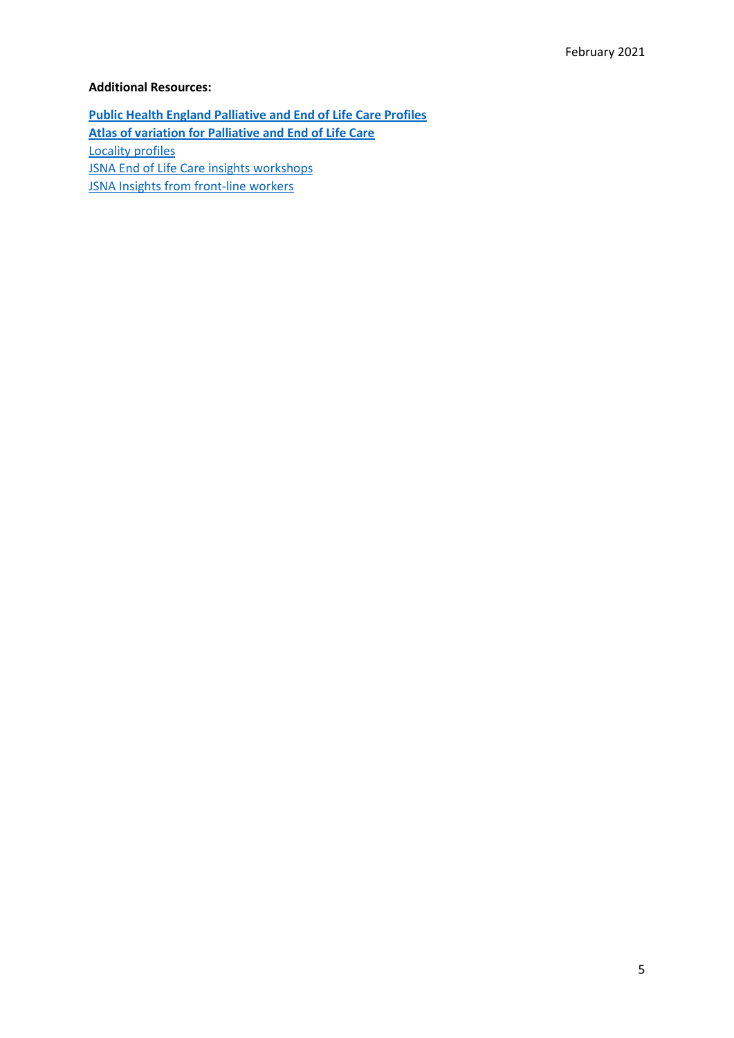**Additional Resources:**

**Public Health England Palliative and End of Life Care Profiles**
**Atlas of variation for Palliative and End of Life Care**
Locality profiles
JSNA End of Life Care insights workshops
JSNA Insights from front-line workers